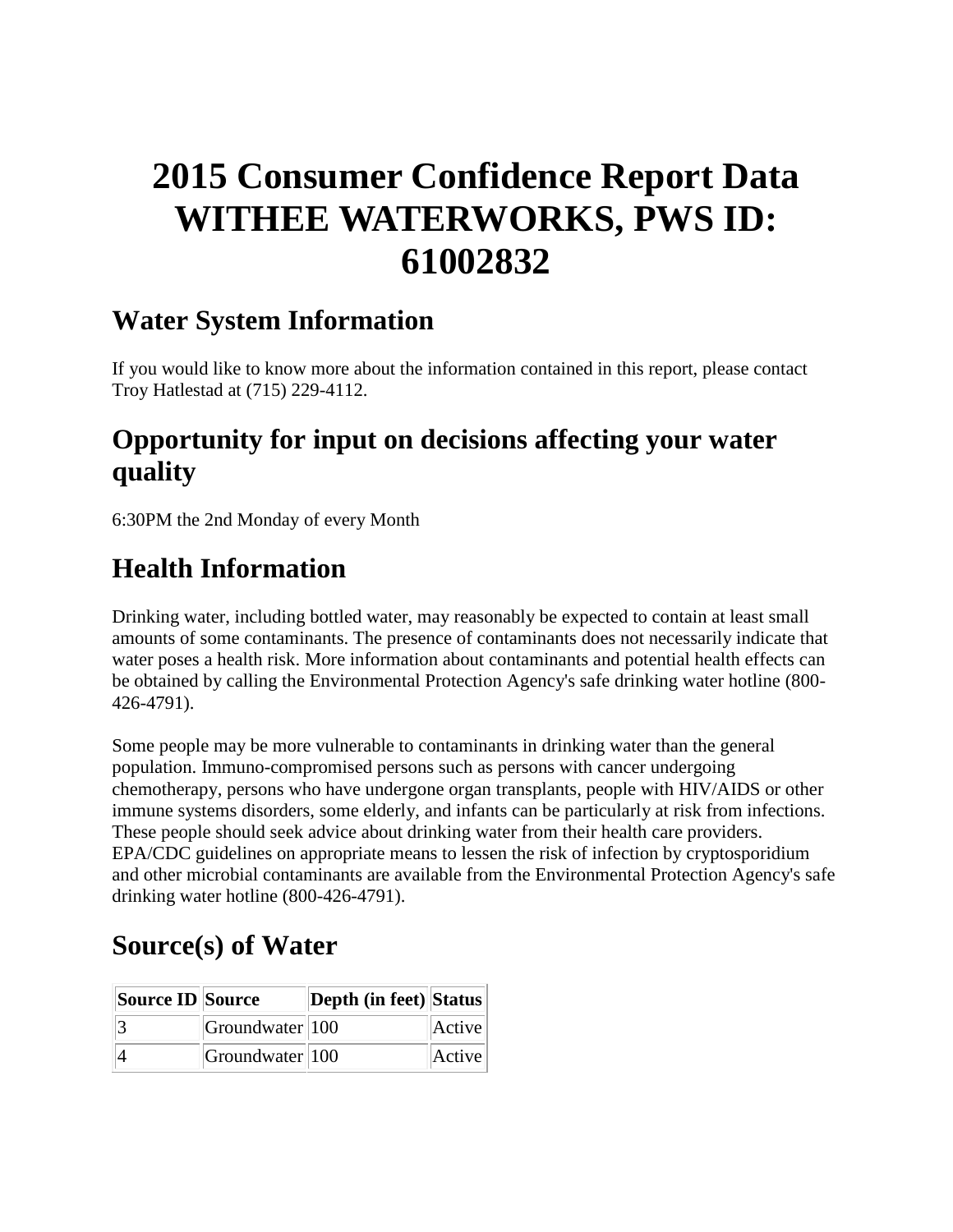# 2015 Consumer Confidence Report Data WITHEE WATERWORKS, PWS ID: 61002832

## Water System Information

If you would like to know more about the information contained in this report, please contact Troy Hatlestad at (715) 229-4112.

## Opportunity for input on decisions affecting your water quality

6:30PM the 2nd Monday of every Month

## Health Information

Drinking water, including bottled water, may reasonably be expected to contain at least small amounts of some contaminants. The presence of contaminants does not necessarily indicate that water poses a health risk. More information about contaminants and potential health effects can be obtained by calling the Environmental Protection Agency's safe drinking water hotline (800-426-4791).

Some people may be more vulnerable to contaminants in drinking water than the general population. Immuno-compromised persons such as persons with cancer undergoing chemotherapy, persons who have undergone organ transplants, people with HIV/AIDS or other immune systems disorders, some elderly, and infants can be particularly at risk from infections. These people should seek advice about drinking water from their health care providers. EPA/CDC guidelines on appropriate means to lessen the risk of infection by cryptosporidium and other microbial contaminants are available from the Environmental Protection Agency's safe drinking water hotline (800-426-4791).

## Source(s) of Water

| Source ID | Source | Depth (in feet) | Status |
|---|---|---|---|
| 3 | Groundwater | 100 | Active |
| 4 | Groundwater | 100 | Active |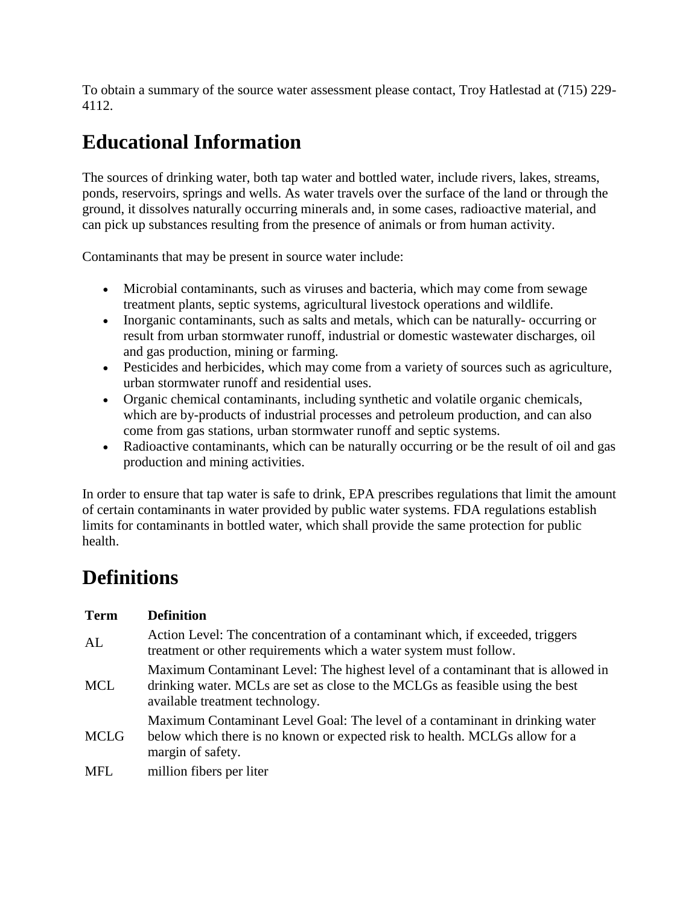To obtain a summary of the source water assessment please contact, Troy Hatlestad at (715) 229-4112.

## Educational Information

The sources of drinking water, both tap water and bottled water, include rivers, lakes, streams, ponds, reservoirs, springs and wells. As water travels over the surface of the land or through the ground, it dissolves naturally occurring minerals and, in some cases, radioactive material, and can pick up substances resulting from the presence of animals or from human activity.

Contaminants that may be present in source water include:

- Microbial contaminants, such as viruses and bacteria, which may come from sewage treatment plants, septic systems, agricultural livestock operations and wildlife.
- Inorganic contaminants, such as salts and metals, which can be naturally- occurring or result from urban stormwater runoff, industrial or domestic wastewater discharges, oil and gas production, mining or farming.
- Pesticides and herbicides, which may come from a variety of sources such as agriculture, urban stormwater runoff and residential uses.
- Organic chemical contaminants, including synthetic and volatile organic chemicals, which are by-products of industrial processes and petroleum production, and can also come from gas stations, urban stormwater runoff and septic systems.
- Radioactive contaminants, which can be naturally occurring or be the result of oil and gas production and mining activities.

In order to ensure that tap water is safe to drink, EPA prescribes regulations that limit the amount of certain contaminants in water provided by public water systems. FDA regulations establish limits for contaminants in bottled water, which shall provide the same protection for public health.

## Definitions

| Term | Definition |
| --- | --- |
| AL | Action Level: The concentration of a contaminant which, if exceeded, triggers treatment or other requirements which a water system must follow. |
| MCL | Maximum Contaminant Level: The highest level of a contaminant that is allowed in drinking water. MCLs are set as close to the MCLGs as feasible using the best available treatment technology. |
| MCLG | Maximum Contaminant Level Goal: The level of a contaminant in drinking water below which there is no known or expected risk to health. MCLGs allow for a margin of safety. |
| MFL | million fibers per liter |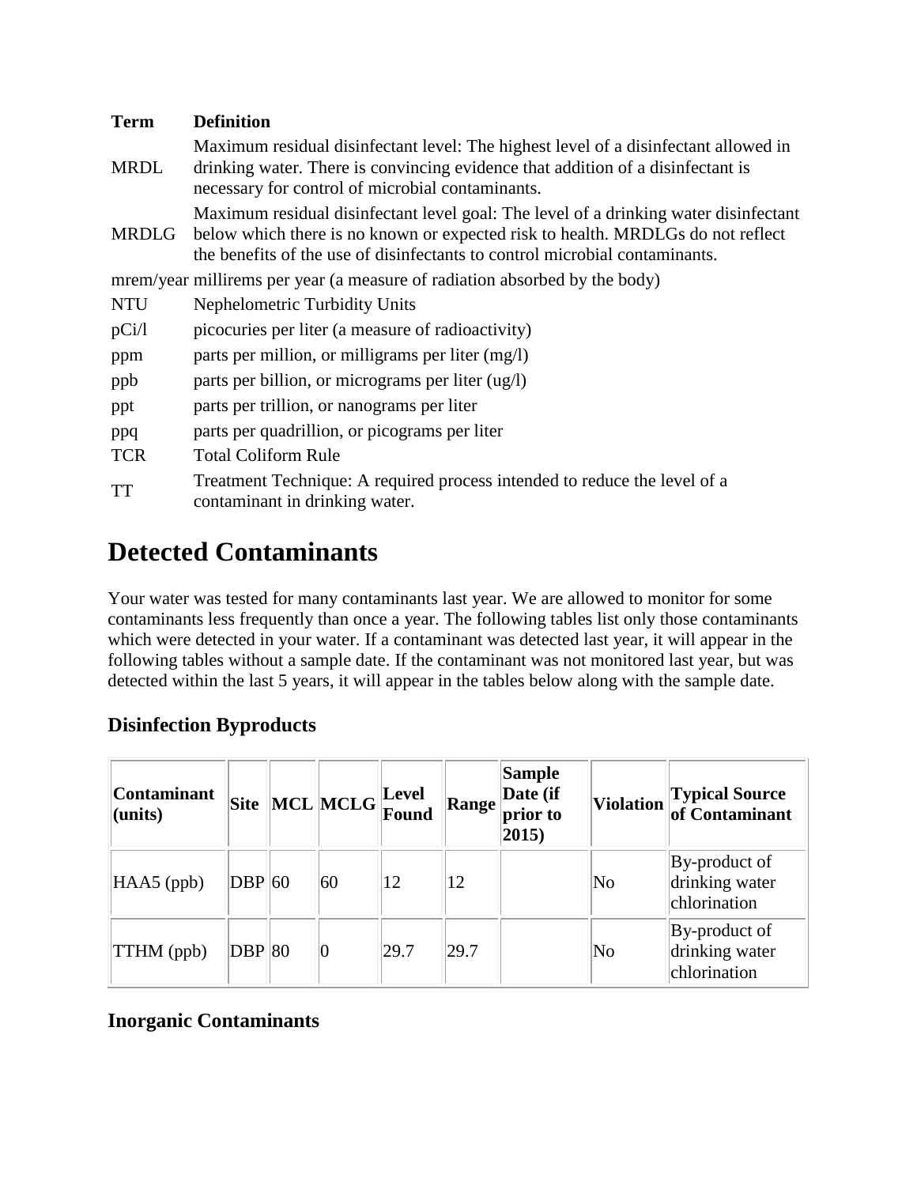| Term | Definition |
| --- | --- |
| MRDL | Maximum residual disinfectant level: The highest level of a disinfectant allowed in drinking water. There is convincing evidence that addition of a disinfectant is necessary for control of microbial contaminants. |
| MRDLG | Maximum residual disinfectant level goal: The level of a drinking water disinfectant below which there is no known or expected risk to health. MRDLGs do not reflect the benefits of the use of disinfectants to control microbial contaminants. |
| mrem/year | millirems per year (a measure of radiation absorbed by the body) |
| NTU | Nephelometric Turbidity Units |
| pCi/l | picocuries per liter (a measure of radioactivity) |
| ppm | parts per million, or milligrams per liter (mg/l) |
| ppb | parts per billion, or micrograms per liter (ug/l) |
| ppt | parts per trillion, or nanograms per liter |
| ppq | parts per quadrillion, or picograms per liter |
| TCR | Total Coliform Rule |
| TT | Treatment Technique: A required process intended to reduce the level of a contaminant in drinking water. |

# Detected Contaminants

Your water was tested for many contaminants last year. We are allowed to monitor for some contaminants less frequently than once a year. The following tables list only those contaminants which were detected in your water. If a contaminant was detected last year, it will appear in the following tables without a sample date. If the contaminant was not monitored last year, but was detected within the last 5 years, it will appear in the tables below along with the sample date.

### Disinfection Byproducts

| Contaminant (units) | Site | MCL | MCLG | Level Found | Range | Sample Date (if prior to 2015) | Violation | Typical Source of Contaminant |
| --- | --- | --- | --- | --- | --- | --- | --- | --- |
| HAA5 (ppb) | DBP | 60 | 60 | 12 | 12 | | No | By-product of drinking water chlorination |
| TTHM (ppb) | DBP | 80 | 0 | 29.7 | 29.7 | | No | By-product of drinking water chlorination |

### Inorganic Contaminants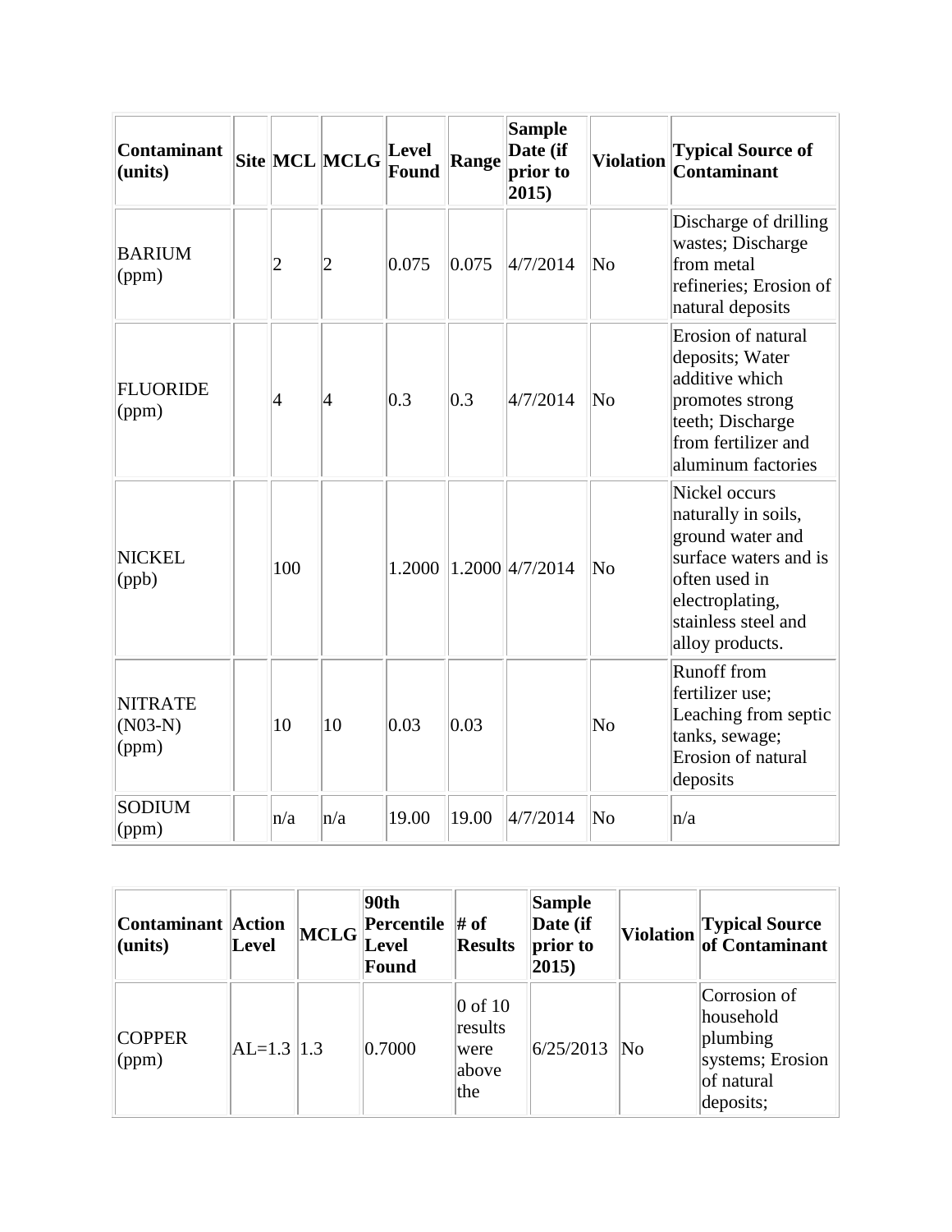| Contaminant (units) | Site | MCL | MCLG | Level Found | Range | Sample Date (if prior to 2015) | Violation | Typical Source of Contaminant |
|---|---|---|---|---|---|---|---|---|
| BARIUM (ppm) | | 2 | 2 | 0.075 | 0.075 | 4/7/2014 | No | Discharge of drilling wastes; Discharge from metal refineries; Erosion of natural deposits |
| FLUORIDE (ppm) | | 4 | 4 | 0.3 | 0.3 | 4/7/2014 | No | Erosion of natural deposits; Water additive which promotes strong teeth; Discharge from fertilizer and aluminum factories |
| NICKEL (ppb) | | 100 | | 1.2000 | 1.2000 | 4/7/2014 | No | Nickel occurs naturally in soils, ground water and surface waters and is often used in electroplating, stainless steel and alloy products. |
| NITRATE (N03-N) (ppm) | | 10 | 10 | 0.03 | 0.03 | | No | Runoff from fertilizer use; Leaching from septic tanks, sewage; Erosion of natural deposits |
| SODIUM (ppm) | | n/a | n/a | 19.00 | 19.00 | 4/7/2014 | No | n/a |

| Contaminant (units) | Action Level | MCLG | 90th Percentile Level Found | # of Results | Sample Date (if prior to 2015) | Violation | Typical Source of Contaminant |
|---|---|---|---|---|---|---|---|
| COPPER (ppm) | AL=1.3 | 1.3 | 0.7000 | 0 of 10 results were above the | 6/25/2013 | No | Corrosion of household plumbing systems; Erosion of natural deposits; |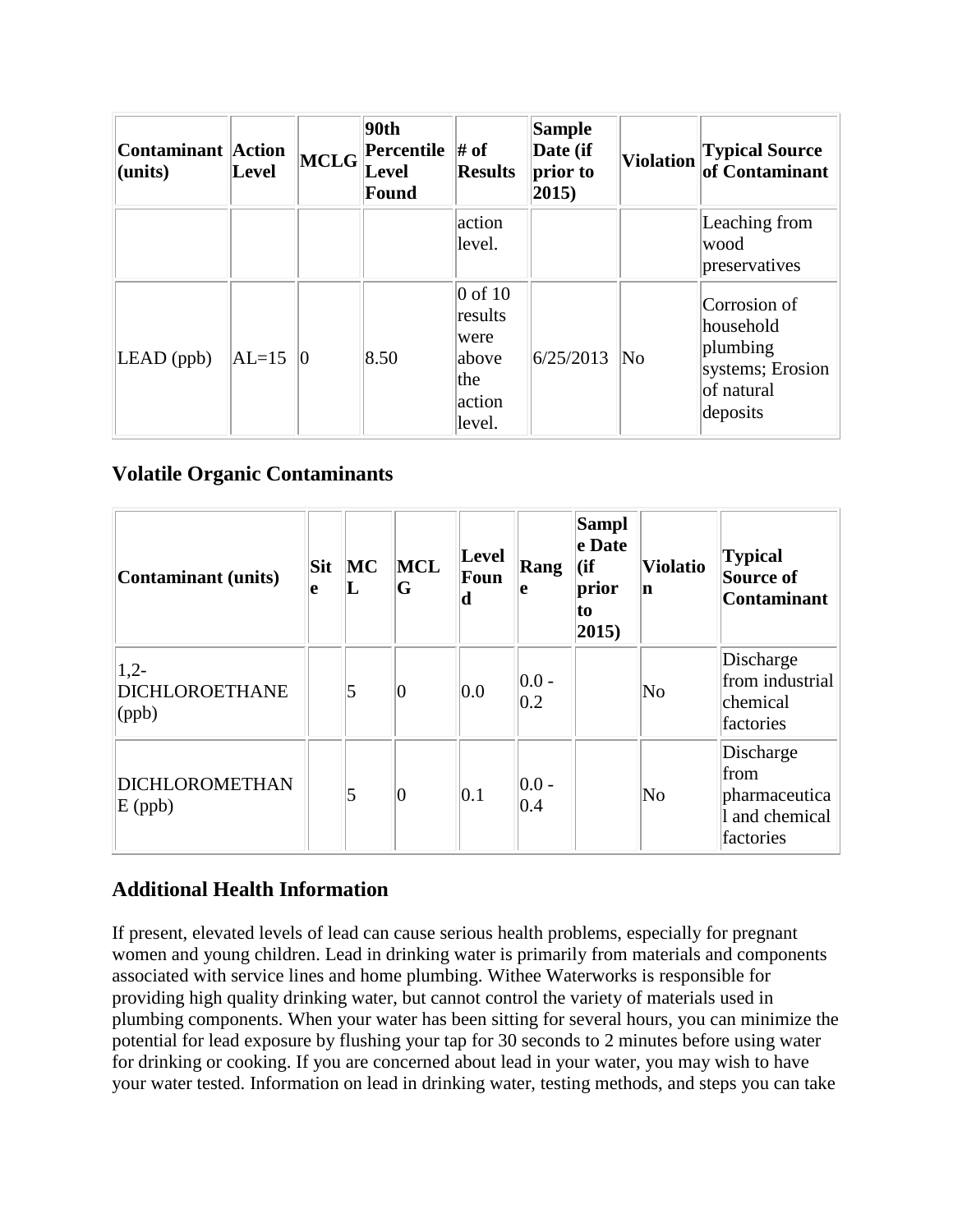| Contaminant (units) | Action Level | MCLG | 90th Percentile Level Found | # of Results | Sample Date (if prior to 2015) | Violation | Typical Source of Contaminant |
|---|---|---|---|---|---|---|---|
| | | | | action level. | | | Leaching from wood preservatives |
| LEAD (ppb) | AL=15 | 0 | 8.50 | 0 of 10 results were above the action level. | 6/25/2013 | No | Corrosion of household plumbing systems; Erosion of natural deposits |

## Volatile Organic Contaminants

| Contaminant (units) | Site | MCL | MCLG | Level Found | Range | Sample Date (if prior to 2015) | Violation | Typical Source of Contaminant |
|---|---|---|---|---|---|---|---|---|
| 1,2-DICHLOROETHANE (ppb) | | 5 | 0 | 0.0 | 0.0 - 0.2 | | No | Discharge from industrial chemical factories |
| DICHLOROMETHANE (ppb) | | 5 | 0 | 0.1 | 0.0 - 0.4 | | No | Discharge from pharmaceutical and chemical factories |

## Additional Health Information

If present, elevated levels of lead can cause serious health problems, especially for pregnant women and young children. Lead in drinking water is primarily from materials and components associated with service lines and home plumbing. Withee Waterworks is responsible for providing high quality drinking water, but cannot control the variety of materials used in plumbing components. When your water has been sitting for several hours, you can minimize the potential for lead exposure by flushing your tap for 30 seconds to 2 minutes before using water for drinking or cooking. If you are concerned about lead in your water, you may wish to have your water tested. Information on lead in drinking water, testing methods, and steps you can take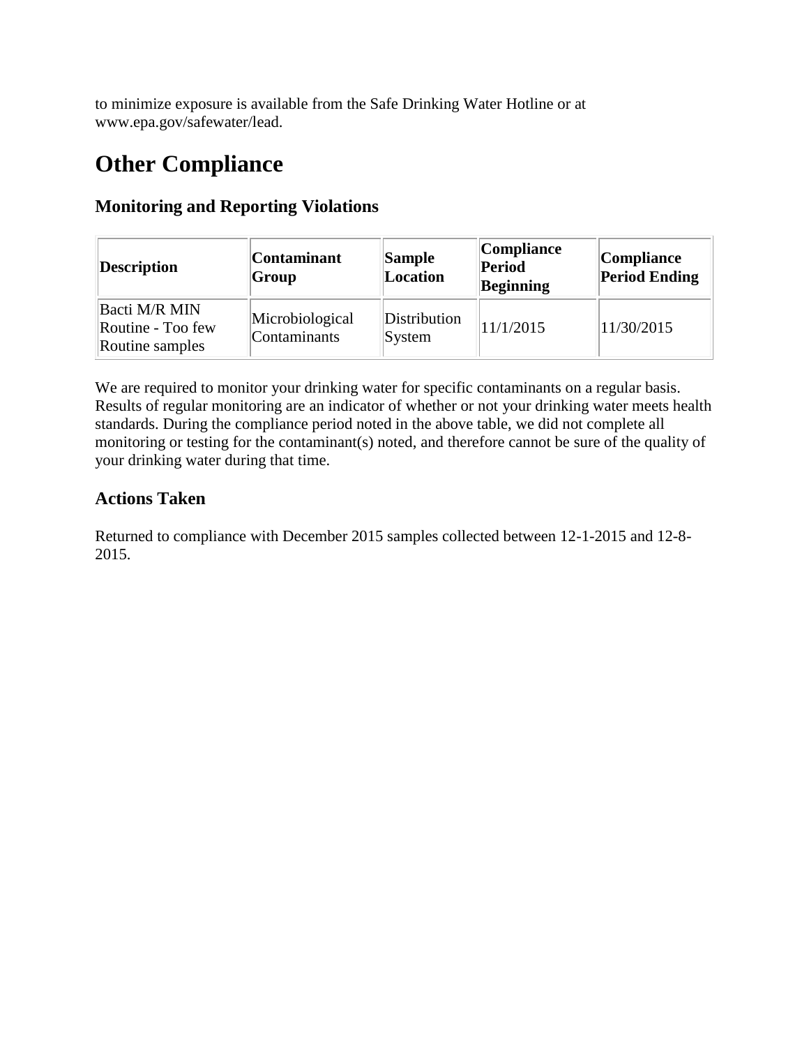to minimize exposure is available from the Safe Drinking Water Hotline or at www.epa.gov/safewater/lead.

# Other Compliance

## Monitoring and Reporting Violations

| Description | Contaminant Group | Sample Location | Compliance Period Beginning | Compliance Period Ending |
|---|---|---|---|---|
| Bacti M/R MIN Routine - Too few Routine samples | Microbiological Contaminants | Distribution System | 11/1/2015 | 11/30/2015 |

We are required to monitor your drinking water for specific contaminants on a regular basis. Results of regular monitoring are an indicator of whether or not your drinking water meets health standards. During the compliance period noted in the above table, we did not complete all monitoring or testing for the contaminant(s) noted, and therefore cannot be sure of the quality of your drinking water during that time.

## Actions Taken

Returned to compliance with December 2015 samples collected between 12-1-2015 and 12-8-2015.